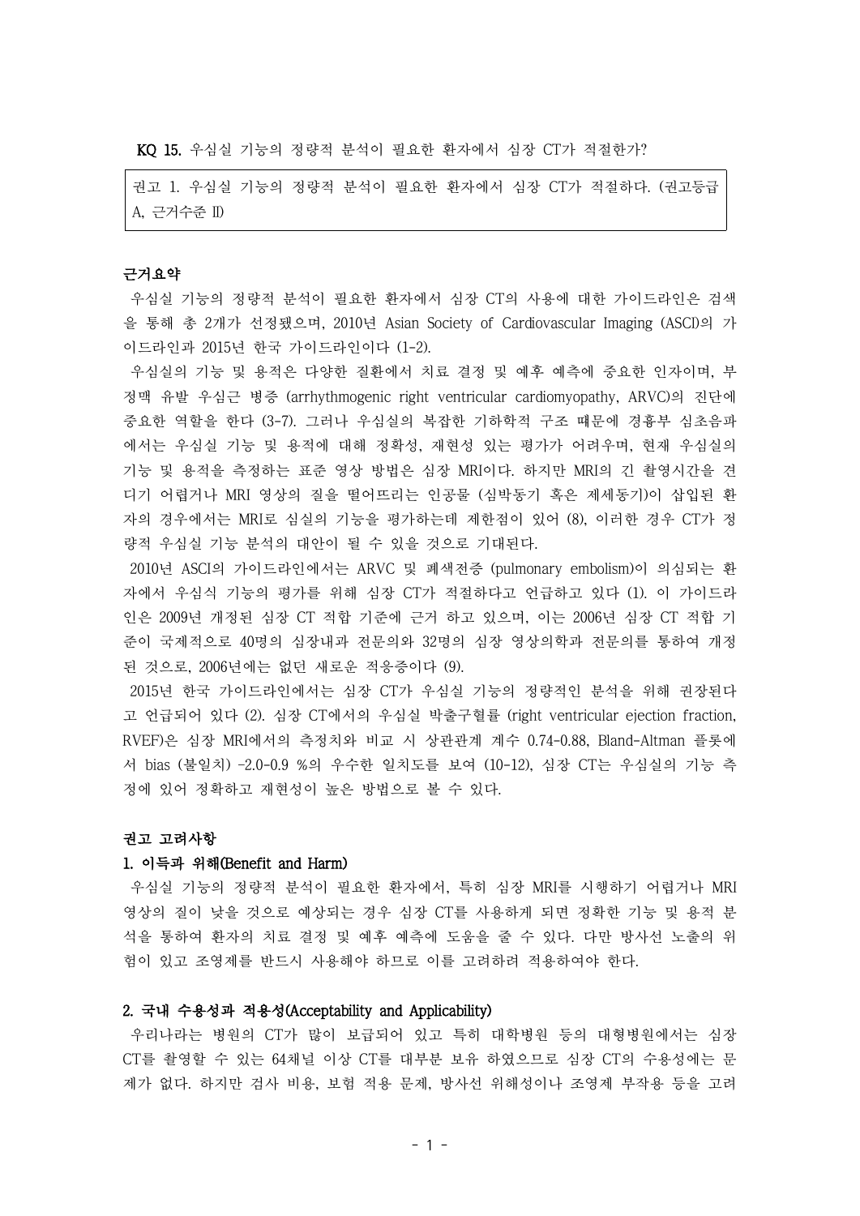**KQ 15.** 우심실 기능의 정량적 분석이 필요한 환자에서 심장 CT가 적절한가?

> 권고 1. 우심실 기능의 정량적 분석이 필요한 환자에서 심장 CT가 적절하다. (권고등급 A, 근거수준 II)

**근거요약**

우심실 기능의 정량적 분석이 필요한 환자에서 심장 CT의 사용에 대한 가이드라인은 검색을 통해 총 2개가 선정됐으며, 2010년 Asian Society of Cardiovascular Imaging (ASCI)의 가이드라인과 2015년 한국 가이드라인이다 (1-2).

우심실의 기능 및 용적은 다양한 질환에서 치료 결정 및 예후 예측에 중요한 인자이며, 부정맥 유발 우심근 병증 (arrhythmogenic right ventricular cardiomyopathy, ARVC)의 진단에 중요한 역할을 한다 (3-7). 그러나 우심실의 복잡한 기하학적 구조 때문에 경흉부 심초음파에서는 우심실 기능 및 용적에 대해 정확성, 재현성 있는 평가가 어려우며, 현재 우심실의 기능 및 용적을 측정하는 표준 영상 방법은 심장 MRI이다. 하지만 MRI의 긴 촬영시간을 견디기 어렵거나 MRI 영상의 질을 떨어뜨리는 인공물 (심박동기 혹은 제세동기)이 삽입된 환자의 경우에서는 MRI로 심실의 기능을 평가하는데 제한점이 있어 (8), 이러한 경우 CT가 정량적 우심실 기능 분석의 대안이 될 수 있을 것으로 기대된다.

2010년 ASCI의 가이드라인에서는 ARVC 및 폐색전증 (pulmonary embolism)이 의심되는 환자에서 우심식 기능의 평가를 위해 심장 CT가 적절하다고 언급하고 있다 (1). 이 가이드라인은 2009년 개정된 심장 CT 적합 기준에 근거 하고 있으며, 이는 2006년 심장 CT 적합 기준이 국제적으로 40명의 심장내과 전문의와 32명의 심장 영상의학과 전문의를 통하여 개정된 것으로, 2006년에는 없던 새로운 적응증이다 (9).

2015년 한국 가이드라인에서는 심장 CT가 우심실 기능의 정량적인 분석을 위해 권장된다고 언급되어 있다 (2). 심장 CT에서의 우심실 박출구혈률 (right ventricular ejection fraction, RVEF)은 심장 MRI에서의 측정치와 비교 시 상관관계 계수 0.74-0.88, Bland-Altman 플롯에서 bias (불일치) -2.0-0.9 %의 우수한 일치도를 보여 (10-12), 심장 CT는 우심실의 기능 측정에 있어 정확하고 재현성이 높은 방법으로 볼 수 있다.

**권고 고려사항**

**1. 이득과 위해(Benefit and Harm)**

우심실 기능의 정량적 분석이 필요한 환자에서, 특히 심장 MRI를 시행하기 어렵거나 MRI 영상의 질이 낮을 것으로 예상되는 경우 심장 CT를 사용하게 되면 정확한 기능 및 용적 분석을 통하여 환자의 치료 결정 및 예후 예측에 도움을 줄 수 있다. 다만 방사선 노출의 위험이 있고 조영제를 반드시 사용해야 하므로 이를 고려하려 적용하여야 한다.

**2. 국내 수용성과 적용성(Acceptability and Applicability)**

우리나라는 병원의 CT가 많이 보급되어 있고 특히 대학병원 등의 대형병원에서는 심장 CT를 촬영할 수 있는 64채널 이상 CT를 대부분 보유 하였으므로 심장 CT의 수용성에는 문제가 없다. 하지만 검사 비용, 보험 적용 문제, 방사선 위해성이나 조영제 부작용 등을 고려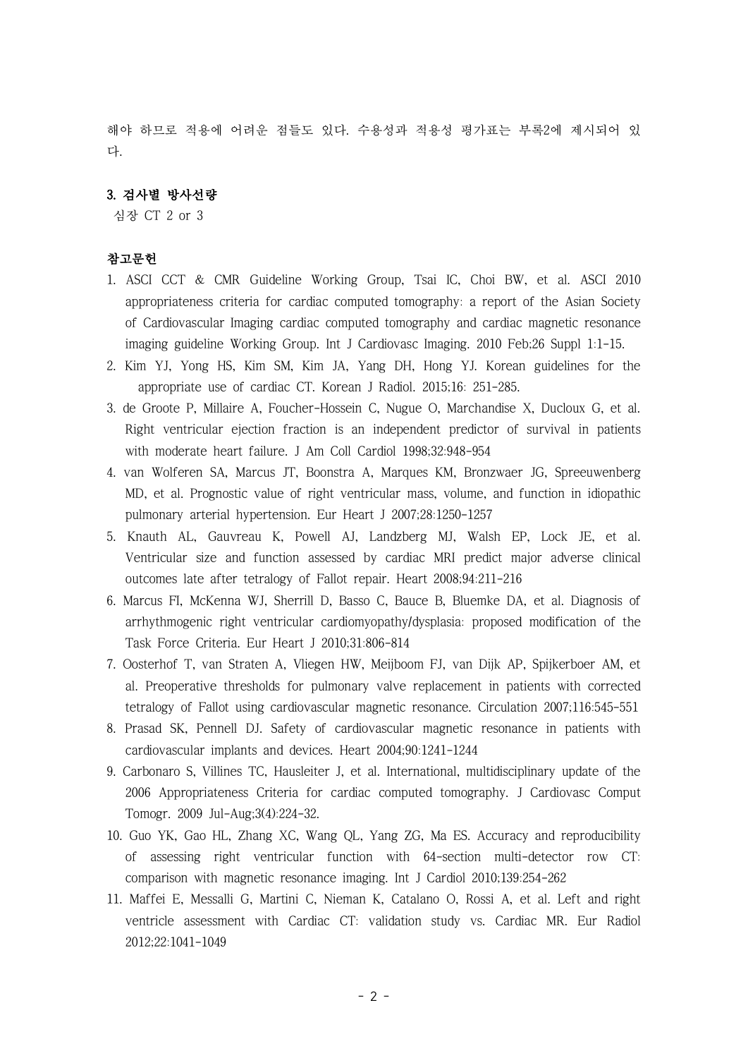해야 하므로 적용에 어려운 점들도 있다. 수용성과 적용성 평가표는 부록2에 제시되어 있다.

### 3. 검사별 방사선량

심장 CT 2 or 3

### 참고문헌

1. ASCI CCT & CMR Guideline Working Group, Tsai IC, Choi BW, et al. ASCI 2010 appropriateness criteria for cardiac computed tomography: a report of the Asian Society of Cardiovascular Imaging cardiac computed tomography and cardiac magnetic resonance imaging guideline Working Group. Int J Cardiovasc Imaging. 2010 Feb;26 Suppl 1:1-15.
2. Kim YJ, Yong HS, Kim SM, Kim JA, Yang DH, Hong YJ. Korean guidelines for the appropriate use of cardiac CT. Korean J Radiol. 2015;16: 251-285.
3. de Groote P, Millaire A, Foucher-Hossein C, Nugue O, Marchandise X, Ducloux G, et al. Right ventricular ejection fraction is an independent predictor of survival in patients with moderate heart failure. J Am Coll Cardiol 1998;32:948-954
4. van Wolferen SA, Marcus JT, Boonstra A, Marques KM, Bronzwaer JG, Spreeuwenberg MD, et al. Prognostic value of right ventricular mass, volume, and function in idiopathic pulmonary arterial hypertension. Eur Heart J 2007;28:1250-1257
5. Knauth AL, Gauvreau K, Powell AJ, Landzberg MJ, Walsh EP, Lock JE, et al. Ventricular size and function assessed by cardiac MRI predict major adverse clinical outcomes late after tetralogy of Fallot repair. Heart 2008;94:211-216
6. Marcus FI, McKenna WJ, Sherrill D, Basso C, Bauce B, Bluemke DA, et al. Diagnosis of arrhythmogenic right ventricular cardiomyopathy/dysplasia: proposed modification of the Task Force Criteria. Eur Heart J 2010;31:806-814
7. Oosterhof T, van Straten A, Vliegen HW, Meijboom FJ, van Dijk AP, Spijkerboer AM, et al. Preoperative thresholds for pulmonary valve replacement in patients with corrected tetralogy of Fallot using cardiovascular magnetic resonance. Circulation 2007;116:545-551
8. Prasad SK, Pennell DJ. Safety of cardiovascular magnetic resonance in patients with cardiovascular implants and devices. Heart 2004;90:1241-1244
9. Carbonaro S, Villines TC, Hausleiter J, et al. International, multidisciplinary update of the 2006 Appropriateness Criteria for cardiac computed tomography. J Cardiovasc Comput Tomogr. 2009 Jul-Aug;3(4):224-32.
10. Guo YK, Gao HL, Zhang XC, Wang QL, Yang ZG, Ma ES. Accuracy and reproducibility of assessing right ventricular function with 64-section multi-detector row CT: comparison with magnetic resonance imaging. Int J Cardiol 2010;139:254-262
11. Maffei E, Messalli G, Martini C, Nieman K, Catalano O, Rossi A, et al. Left and right ventricle assessment with Cardiac CT: validation study vs. Cardiac MR. Eur Radiol 2012;22:1041-1049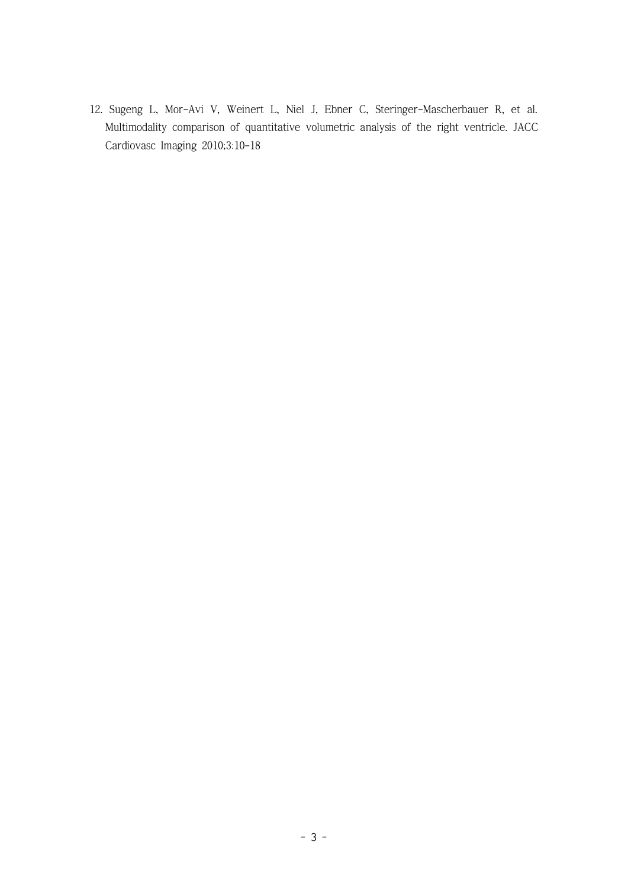12. Sugeng L, Mor-Avi V, Weinert L, Niel J, Ebner C, Steringer-Mascherbauer R, et al. Multimodality comparison of quantitative volumetric analysis of the right ventricle. JACC Cardiovasc Imaging 2010;3:10-18